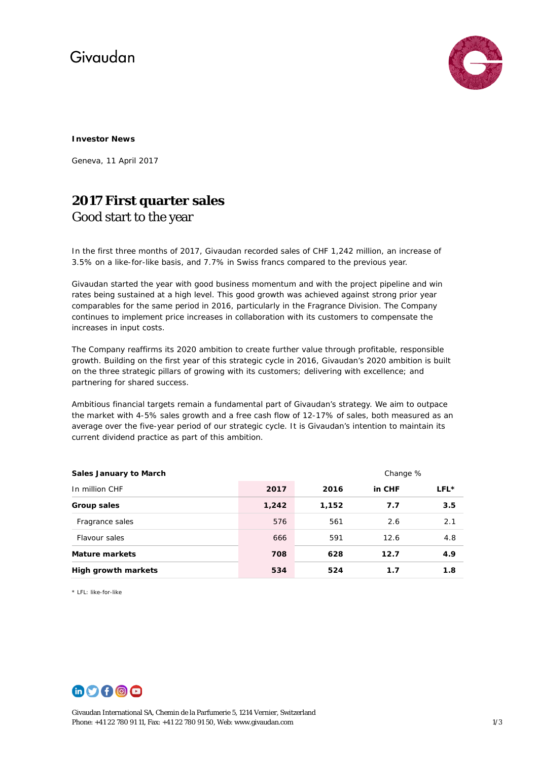Givaudan

**Investor News**

Geneva, 11 April 2017

# 2017 First quarter sales

## Good start to the year

In the first three months of 2017, Givaudan recorded sales of CHF 1,242 million, an increase of 3.5% on a like-for-like basis, and 7.7% in Swiss francs compared to the previous year.

Givaudan started the year with good business momentum and with the project pipeline and win rates being sustained at a high level. This good growth was achieved against strong prior year comparables for the same period in 2016, particularly in the Fragrance Division. The Company continues to implement price increases in collaboration with its customers to compensate the increases in input costs.

The Company reaffirms its 2020 ambition to create further value through profitable, responsible growth. Building on the first year of this strategic cycle in 2016, Givaudan's 2020 ambition is built on the three strategic pillars of growing with its customers; delivering with excellence; and partnering for shared success.

Ambitious financial targets remain a fundamental part of Givaudan's strategy. We aim to outpace the market with 4-5% sales growth and a free cash flow of 12-17% of sales, both measured as an average over the five-year period of our strategic cycle. It is Givaudan's intention to maintain its current dividend practice as part of this ambition.

| **Sales January to March** | | | Change % | |
|---|---|---|---|---|
| In million CHF | **2017** | **2016** | **in CHF** | **LFL*** |
| **Group sales** | **1,242** | **1,152** | **7.7** | **3.5** |
| Fragrance sales | 576 | 561 | 2.6 | 2.1 |
| Flavour sales | 666 | 591 | 12.6 | 4.8 |
| **Mature markets** | **708** | **628** | **12.7** | **4.9** |
| **High growth markets** | **534** | **524** | **1.7** | **1.8** |

* LFL: like-for-like

Givaudan International SA, Chemin de la Parfumerie 5, 1214 Vernier, Switzerland
Phone: +41 22 780 91 11, Fax: +41 22 780 91 50, Web: www.givaudan.com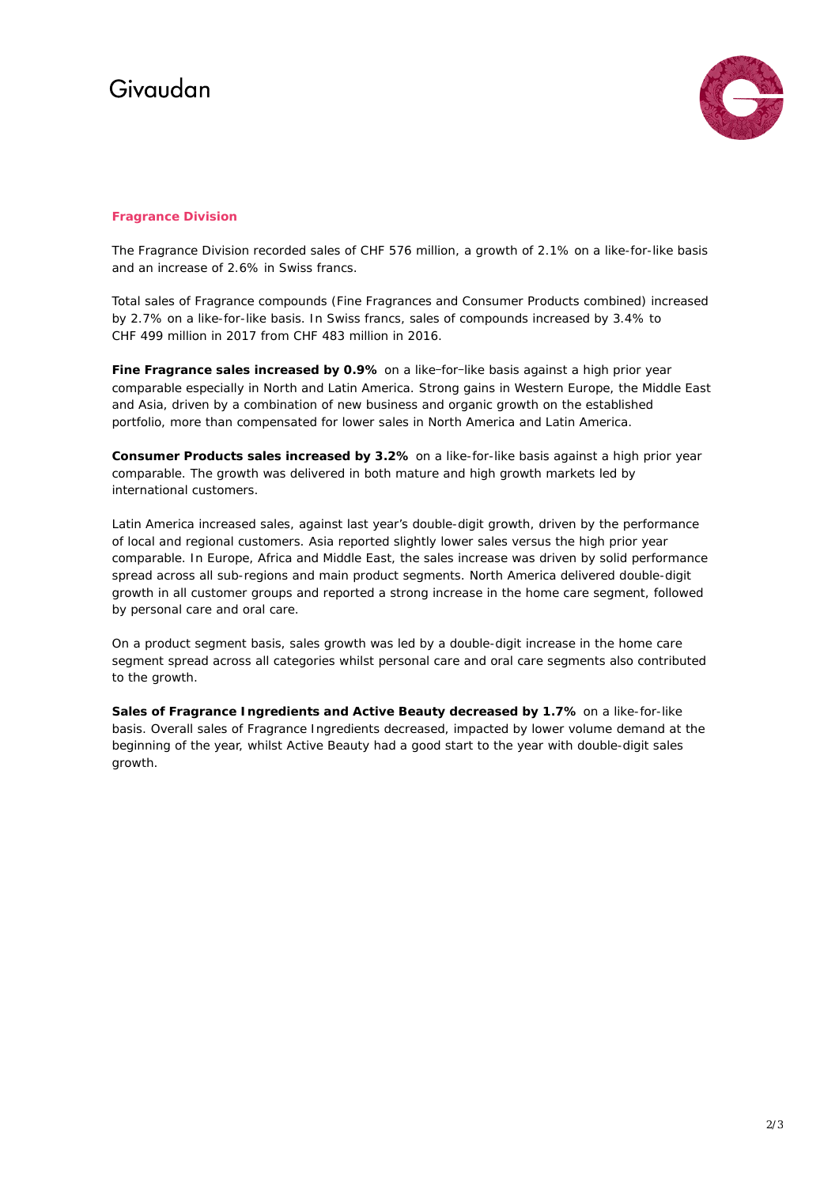## Fragrance Division

The Fragrance Division recorded sales of CHF 576 million, a growth of 2.1% on a like-for-like basis and an increase of 2.6% in Swiss francs.

Total sales of Fragrance compounds (Fine Fragrances and Consumer Products combined) increased by 2.7% on a like-for-like basis. In Swiss francs, sales of compounds increased by 3.4% to CHF 499 million in 2017 from CHF 483 million in 2016.

**Fine Fragrance sales increased by 0.9%** on a like–for–like basis against a high prior year comparable especially in North and Latin America. Strong gains in Western Europe, the Middle East and Asia, driven by a combination of new business and organic growth on the established portfolio, more than compensated for lower sales in North America and Latin America.

**Consumer Products sales increased by 3.2%** on a like-for-like basis against a high prior year comparable. The growth was delivered in both mature and high growth markets led by international customers.

Latin America increased sales, against last year's double-digit growth, driven by the performance of local and regional customers. Asia reported slightly lower sales versus the high prior year comparable. In Europe, Africa and Middle East, the sales increase was driven by solid performance spread across all sub-regions and main product segments. North America delivered double-digit growth in all customer groups and reported a strong increase in the home care segment, followed by personal care and oral care.

On a product segment basis, sales growth was led by a double-digit increase in the home care segment spread across all categories whilst personal care and oral care segments also contributed to the growth.

**Sales of Fragrance Ingredients and Active Beauty decreased by 1.7%** on a like-for-like basis. Overall sales of Fragrance Ingredients decreased, impacted by lower volume demand at the beginning of the year, whilst Active Beauty had a good start to the year with double-digit sales growth.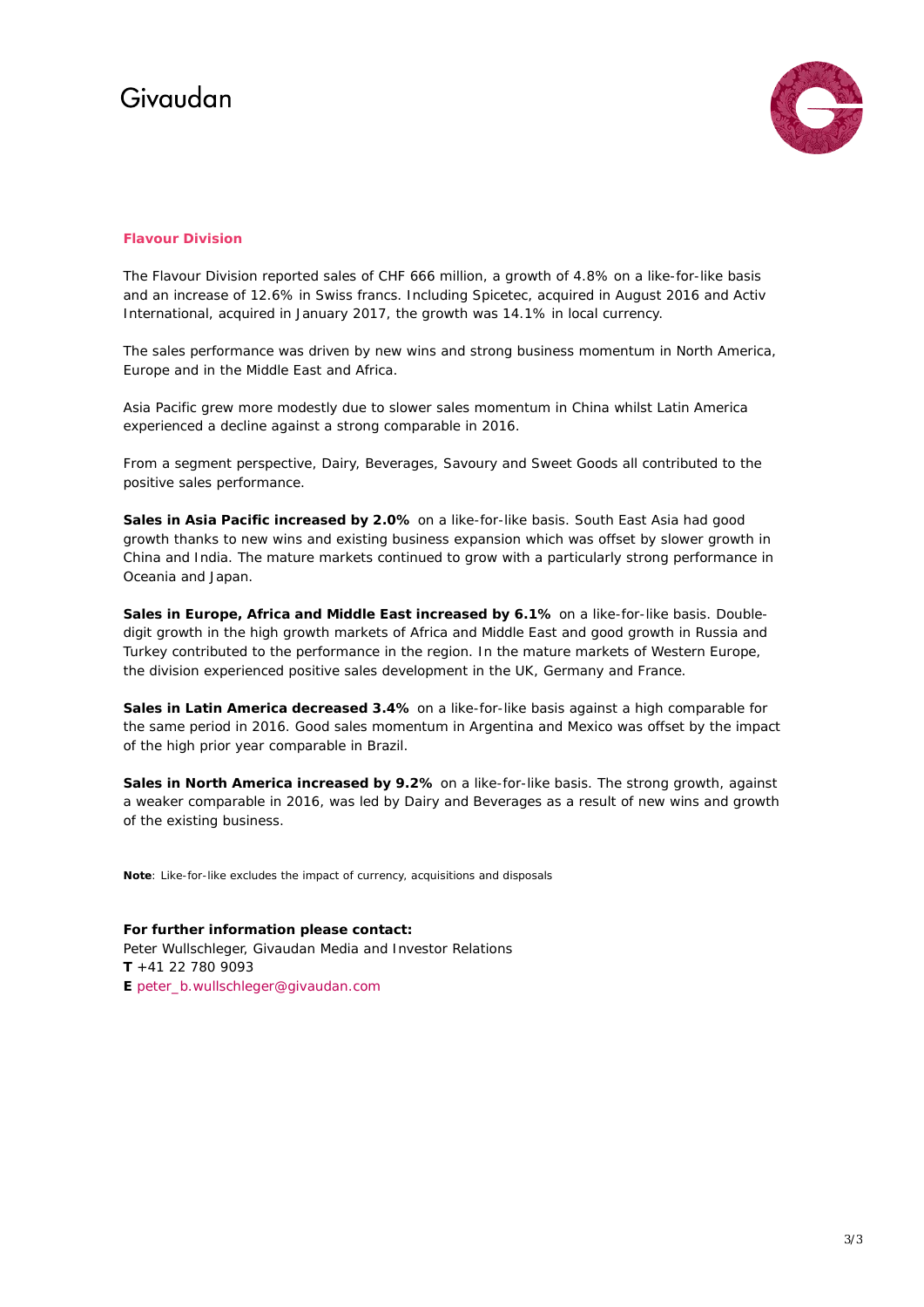## Flavour Division

The Flavour Division reported sales of CHF 666 million, a growth of 4.8% on a like-for-like basis and an increase of 12.6% in Swiss francs. Including Spicetec, acquired in August 2016 and Activ International, acquired in January 2017, the growth was 14.1% in local currency.

The sales performance was driven by new wins and strong business momentum in North America, Europe and in the Middle East and Africa.

Asia Pacific grew more modestly due to slower sales momentum in China whilst Latin America experienced a decline against a strong comparable in 2016.

From a segment perspective, Dairy, Beverages, Savoury and Sweet Goods all contributed to the positive sales performance.

**Sales in Asia Pacific increased by 2.0%** on a like-for-like basis. South East Asia had good growth thanks to new wins and existing business expansion which was offset by slower growth in China and India. The mature markets continued to grow with a particularly strong performance in Oceania and Japan.

**Sales in Europe, Africa and Middle East increased by 6.1%** on a like-for-like basis. Double-digit growth in the high growth markets of Africa and Middle East and good growth in Russia and Turkey contributed to the performance in the region. In the mature markets of Western Europe, the division experienced positive sales development in the UK, Germany and France.

**Sales in Latin America decreased 3.4%** on a like-for-like basis against a high comparable for the same period in 2016. Good sales momentum in Argentina and Mexico was offset by the impact of the high prior year comparable in Brazil.

**Sales in North America increased by 9.2%** on a like-for-like basis. The strong growth, against a weaker comparable in 2016, was led by Dairy and Beverages as a result of new wins and growth of the existing business.

**Note**: Like-for-like excludes the impact of currency, acquisitions and disposals

**For further information please contact:**
Peter Wullschleger, Givaudan Media and Investor Relations
**T** +41 22 780 9093
**E** peter_b.wullschleger@givaudan.com